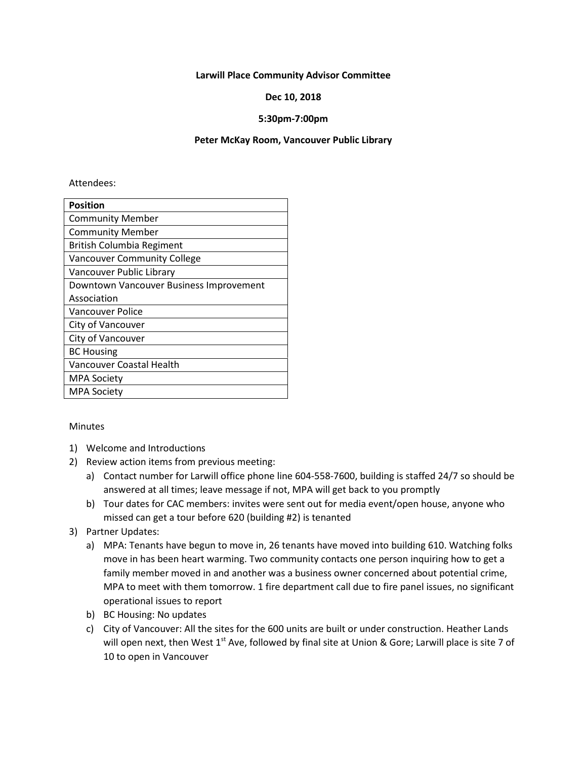**Larwill Place Community Advisor Committee**

**Dec 10, 2018**

**5:30pm-7:00pm**

**Peter McKay Room, Vancouver Public Library**

Attendees:

| Position |
|---|
| Community Member |
| Community Member |
| British Columbia Regiment |
| Vancouver Community College |
| Vancouver Public Library |
| Downtown Vancouver Business Improvement Association |
| Vancouver Police |
| City of Vancouver |
| City of Vancouver |
| BC Housing |
| Vancouver Coastal Health |
| MPA Society |
| MPA Society |

Minutes

1) Welcome and Introductions
2) Review action items from previous meeting:
   a) Contact number for Larwill office phone line 604-558-7600, building is staffed 24/7 so should be answered at all times; leave message if not, MPA will get back to you promptly
   b) Tour dates for CAC members: invites were sent out for media event/open house, anyone who missed can get a tour before 620 (building #2) is tenanted
3) Partner Updates:
   a) MPA: Tenants have begun to move in, 26 tenants have moved into building 610. Watching folks move in has been heart warming. Two community contacts one person inquiring how to get a family member moved in and another was a business owner concerned about potential crime, MPA to meet with them tomorrow. 1 fire department call due to fire panel issues, no significant operational issues to report
   b) BC Housing: No updates
   c) City of Vancouver: All the sites for the 600 units are built or under construction. Heather Lands will open next, then West 1st Ave, followed by final site at Union & Gore; Larwill place is site 7 of 10 to open in Vancouver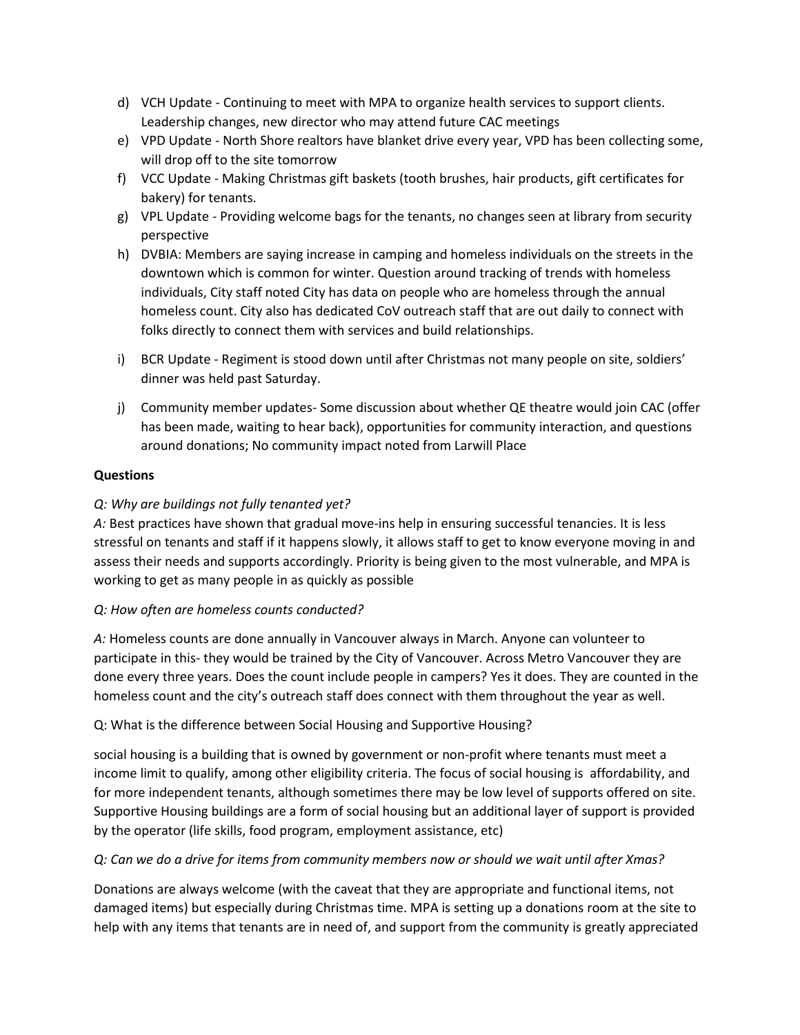d) VCH Update - Continuing to meet with MPA to organize health services to support clients. Leadership changes, new director who may attend future CAC meetings
e) VPD Update - North Shore realtors have blanket drive every year, VPD has been collecting some, will drop off to the site tomorrow
f) VCC Update - Making Christmas gift baskets (tooth brushes, hair products, gift certificates for bakery) for tenants.
g) VPL Update - Providing welcome bags for the tenants, no changes seen at library from security perspective
h) DVBIA: Members are saying increase in camping and homeless individuals on the streets in the downtown which is common for winter. Question around tracking of trends with homeless individuals, City staff noted City has data on people who are homeless through the annual homeless count. City also has dedicated CoV outreach staff that are out daily to connect with folks directly to connect them with services and build relationships.
i) BCR Update - Regiment is stood down until after Christmas not many people on site, soldiers' dinner was held past Saturday.
j) Community member updates- Some discussion about whether QE theatre would join CAC (offer has been made, waiting to hear back), opportunities for community interaction, and questions around donations; No community impact noted from Larwill Place

**Questions**

*Q: Why are buildings not fully tenanted yet?*

*A:* Best practices have shown that gradual move-ins help in ensuring successful tenancies. It is less stressful on tenants and staff if it happens slowly, it allows staff to get to know everyone moving in and assess their needs and supports accordingly. Priority is being given to the most vulnerable, and MPA is working to get as many people in as quickly as possible

*Q: How often are homeless counts conducted?*

*A:* Homeless counts are done annually in Vancouver always in March. Anyone can volunteer to participate in this- they would be trained by the City of Vancouver. Across Metro Vancouver they are done every three years. Does the count include people in campers? Yes it does. They are counted in the homeless count and the city's outreach staff does connect with them throughout the year as well.

Q: What is the difference between Social Housing and Supportive Housing?

social housing is a building that is owned by government or non-profit where tenants must meet a income limit to qualify, among other eligibility criteria. The focus of social housing is affordability, and for more independent tenants, although sometimes there may be low level of supports offered on site. Supportive Housing buildings are a form of social housing but an additional layer of support is provided by the operator (life skills, food program, employment assistance, etc)

*Q: Can we do a drive for items from community members now or should we wait until after Xmas?*

Donations are always welcome (with the caveat that they are appropriate and functional items, not damaged items) but especially during Christmas time. MPA is setting up a donations room at the site to help with any items that tenants are in need of, and support from the community is greatly appreciated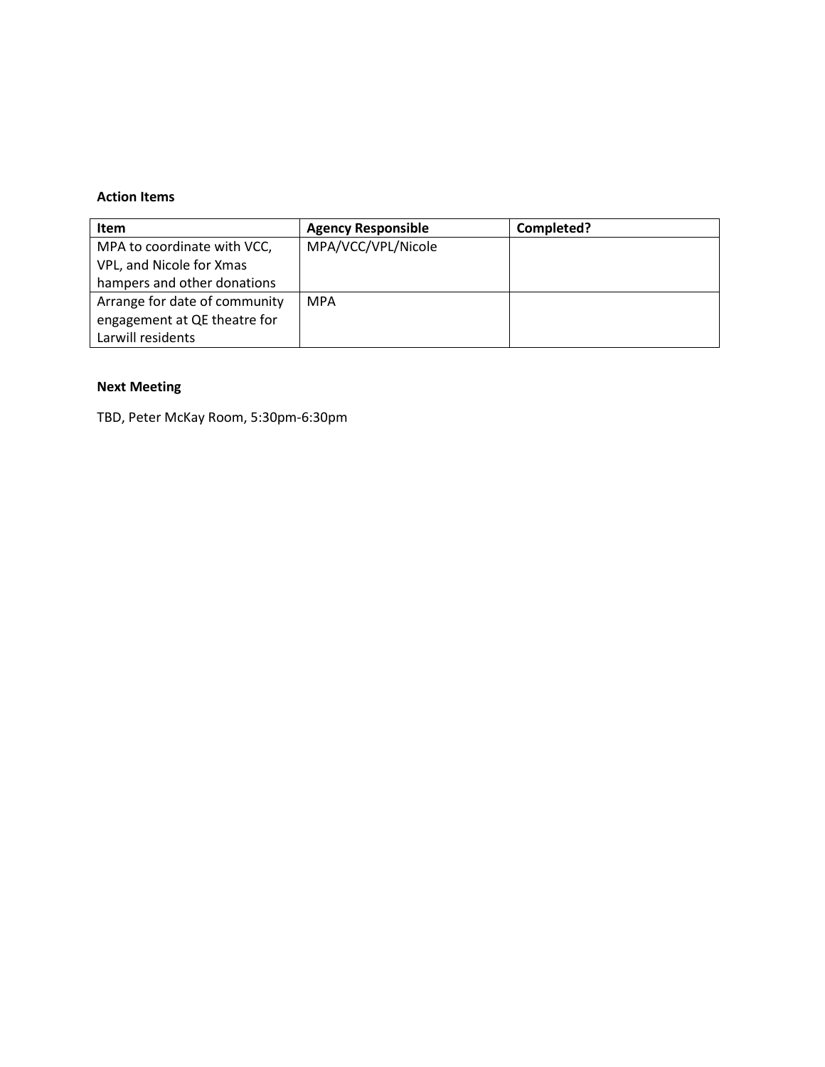**Action Items**

| Item | Agency Responsible | Completed? |
|---|---|---|
| MPA to coordinate with VCC, VPL, and Nicole for Xmas hampers and other donations | MPA/VCC/VPL/Nicole | |
| Arrange for date of community engagement at QE theatre for Larwill residents | MPA | |

**Next Meeting**

TBD, Peter McKay Room, 5:30pm-6:30pm